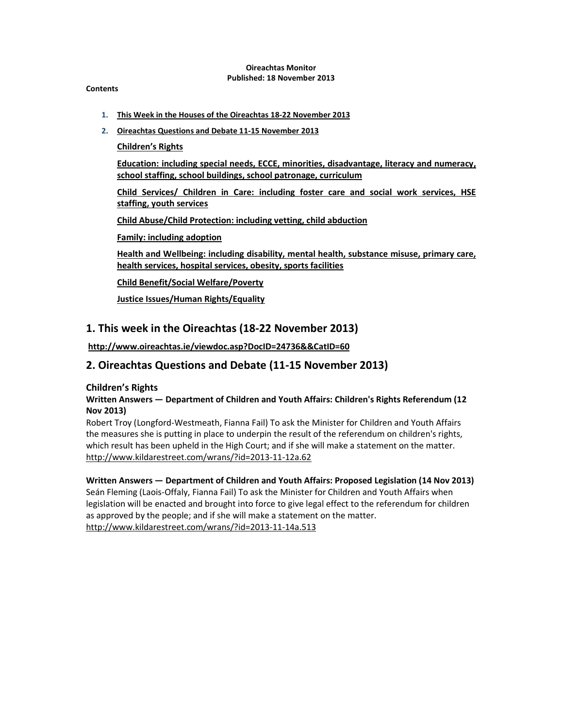**Oireachtas Monitor**
**Published: 18 November 2013**

**Contents**

1. **This Week in the Houses of the Oireachtas 18-22 November 2013**
2. **Oireachtas Questions and Debate 11-15 November 2013**

   **Children's Rights**

   **Education: including special needs, ECCE, minorities, disadvantage, literacy and numeracy, school staffing, school buildings, school patronage, curriculum**

   **Child Services/ Children in Care: including foster care and social work services, HSE staffing, youth services**

   **Child Abuse/Child Protection: including vetting, child abduction**

   **Family: including adoption**

   **Health and Wellbeing: including disability, mental health, substance misuse, primary care, health services, hospital services, obesity, sports facilities**

   **Child Benefit/Social Welfare/Poverty**

   **Justice Issues/Human Rights/Equality**

## 1. This week in the Oireachtas (18-22 November 2013)

**http://www.oireachtas.ie/viewdoc.asp?DocID=24736&&CatID=60**

## 2. Oireachtas Questions and Debate (11-15 November 2013)

### Children's Rights

**Written Answers — Department of Children and Youth Affairs: Children's Rights Referendum (12 Nov 2013)**

Robert Troy (Longford-Westmeath, Fianna Fail) To ask the Minister for Children and Youth Affairs the measures she is putting in place to underpin the result of the referendum on children's rights, which result has been upheld in the High Court; and if she will make a statement on the matter.
http://www.kildarestreet.com/wrans/?id=2013-11-12a.62

**Written Answers — Department of Children and Youth Affairs: Proposed Legislation (14 Nov 2013)**

Seán Fleming (Laois-Offaly, Fianna Fail) To ask the Minister for Children and Youth Affairs when legislation will be enacted and brought into force to give legal effect to the referendum for children as approved by the people; and if she will make a statement on the matter.
http://www.kildarestreet.com/wrans/?id=2013-11-14a.513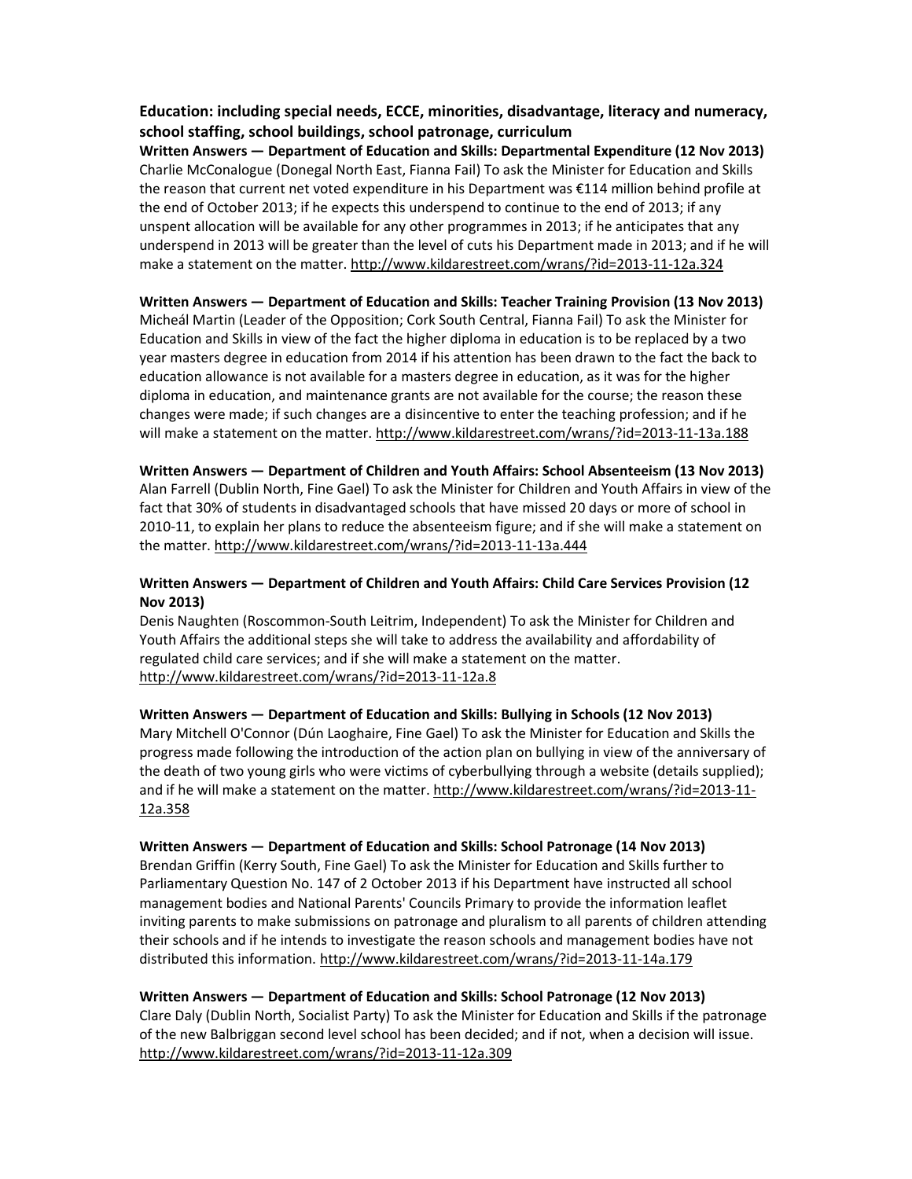## Education: including special needs, ECCE, minorities, disadvantage, literacy and numeracy, school staffing, school buildings, school patronage, curriculum

**Written Answers — Department of Education and Skills: Departmental Expenditure (12 Nov 2013)**
Charlie McConalogue (Donegal North East, Fianna Fail) To ask the Minister for Education and Skills the reason that current net voted expenditure in his Department was €114 million behind profile at the end of October 2013; if he expects this underspend to continue to the end of 2013; if any unspent allocation will be available for any other programmes in 2013; if he anticipates that any underspend in 2013 will be greater than the level of cuts his Department made in 2013; and if he will make a statement on the matter. http://www.kildarestreet.com/wrans/?id=2013-11-12a.324

**Written Answers — Department of Education and Skills: Teacher Training Provision (13 Nov 2013)**
Micheál Martin (Leader of the Opposition; Cork South Central, Fianna Fail) To ask the Minister for Education and Skills in view of the fact the higher diploma in education is to be replaced by a two year masters degree in education from 2014 if his attention has been drawn to the fact the back to education allowance is not available for a masters degree in education, as it was for the higher diploma in education, and maintenance grants are not available for the course; the reason these changes were made; if such changes are a disincentive to enter the teaching profession; and if he will make a statement on the matter. http://www.kildarestreet.com/wrans/?id=2013-11-13a.188

**Written Answers — Department of Children and Youth Affairs: School Absenteeism (13 Nov 2013)**
Alan Farrell (Dublin North, Fine Gael) To ask the Minister for Children and Youth Affairs in view of the fact that 30% of students in disadvantaged schools that have missed 20 days or more of school in 2010-11, to explain her plans to reduce the absenteeism figure; and if she will make a statement on the matter. http://www.kildarestreet.com/wrans/?id=2013-11-13a.444

**Written Answers — Department of Children and Youth Affairs: Child Care Services Provision (12 Nov 2013)**
Denis Naughten (Roscommon-South Leitrim, Independent) To ask the Minister for Children and Youth Affairs the additional steps she will take to address the availability and affordability of regulated child care services; and if she will make a statement on the matter. http://www.kildarestreet.com/wrans/?id=2013-11-12a.8

**Written Answers — Department of Education and Skills: Bullying in Schools (12 Nov 2013)**
Mary Mitchell O'Connor (Dún Laoghaire, Fine Gael) To ask the Minister for Education and Skills the progress made following the introduction of the action plan on bullying in view of the anniversary of the death of two young girls who were victims of cyberbullying through a website (details supplied); and if he will make a statement on the matter. http://www.kildarestreet.com/wrans/?id=2013-11-12a.358

**Written Answers — Department of Education and Skills: School Patronage (14 Nov 2013)**
Brendan Griffin (Kerry South, Fine Gael) To ask the Minister for Education and Skills further to Parliamentary Question No. 147 of 2 October 2013 if his Department have instructed all school management bodies and National Parents' Councils Primary to provide the information leaflet inviting parents to make submissions on patronage and pluralism to all parents of children attending their schools and if he intends to investigate the reason schools and management bodies have not distributed this information. http://www.kildarestreet.com/wrans/?id=2013-11-14a.179

**Written Answers — Department of Education and Skills: School Patronage (12 Nov 2013)**
Clare Daly (Dublin North, Socialist Party) To ask the Minister for Education and Skills if the patronage of the new Balbriggan second level school has been decided; and if not, when a decision will issue. http://www.kildarestreet.com/wrans/?id=2013-11-12a.309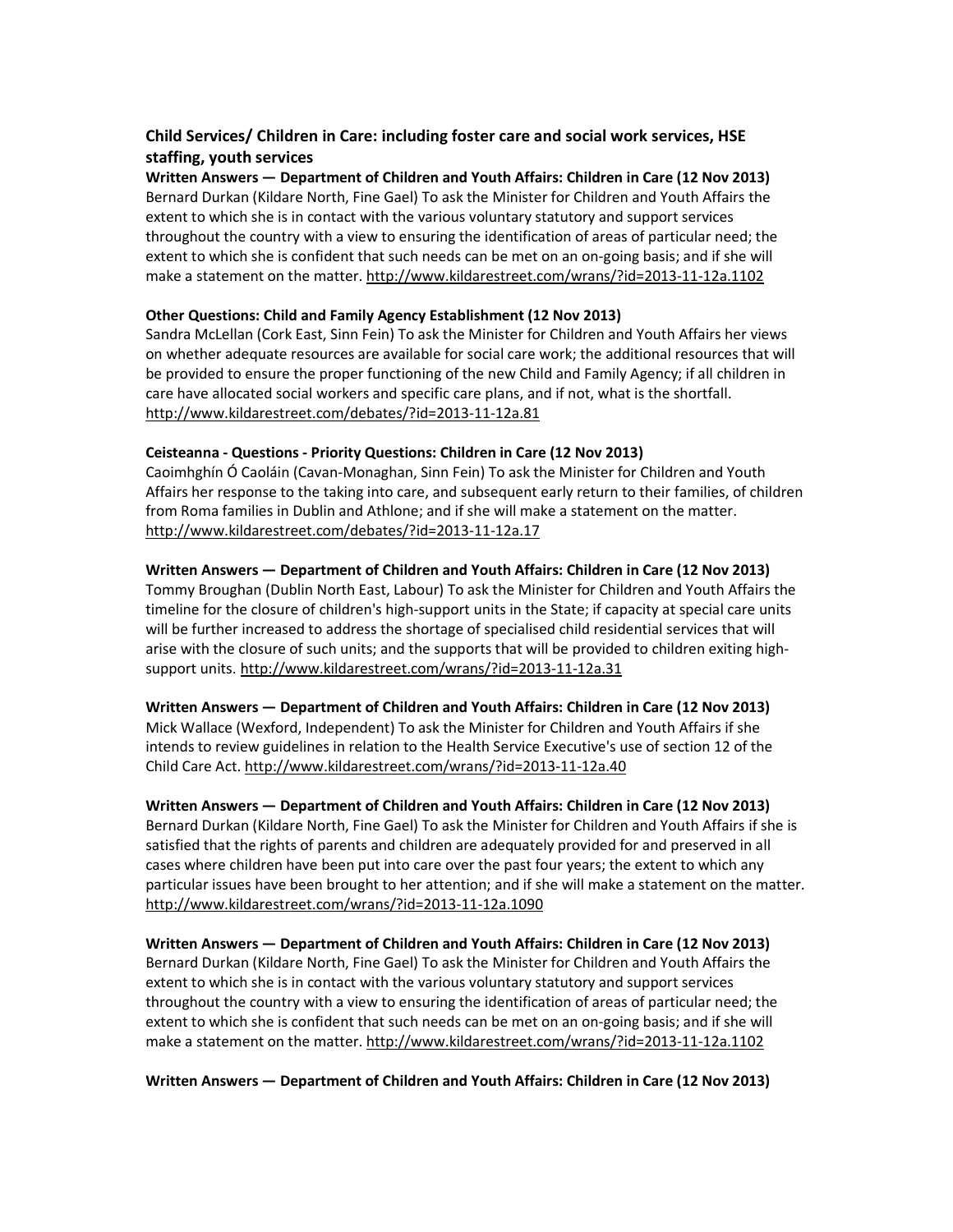## Child Services/ Children in Care: including foster care and social work services, HSE staffing, youth services

**Written Answers — Department of Children and Youth Affairs: Children in Care (12 Nov 2013)**
Bernard Durkan (Kildare North, Fine Gael) To ask the Minister for Children and Youth Affairs the extent to which she is in contact with the various voluntary statutory and support services throughout the country with a view to ensuring the identification of areas of particular need; the extent to which she is confident that such needs can be met on an on-going basis; and if she will make a statement on the matter. http://www.kildarestreet.com/wrans/?id=2013-11-12a.1102

**Other Questions: Child and Family Agency Establishment (12 Nov 2013)**
Sandra McLellan (Cork East, Sinn Fein) To ask the Minister for Children and Youth Affairs her views on whether adequate resources are available for social care work; the additional resources that will be provided to ensure the proper functioning of the new Child and Family Agency; if all children in care have allocated social workers and specific care plans, and if not, what is the shortfall. http://www.kildarestreet.com/debates/?id=2013-11-12a.81

**Ceisteanna - Questions - Priority Questions: Children in Care (12 Nov 2013)**
Caoimhghín Ó Caoláin (Cavan-Monaghan, Sinn Fein) To ask the Minister for Children and Youth Affairs her response to the taking into care, and subsequent early return to their families, of children from Roma families in Dublin and Athlone; and if she will make a statement on the matter. http://www.kildarestreet.com/debates/?id=2013-11-12a.17

**Written Answers — Department of Children and Youth Affairs: Children in Care (12 Nov 2013)**
Tommy Broughan (Dublin North East, Labour) To ask the Minister for Children and Youth Affairs the timeline for the closure of children's high-support units in the State; if capacity at special care units will be further increased to address the shortage of specialised child residential services that will arise with the closure of such units; and the supports that will be provided to children exiting high-support units. http://www.kildarestreet.com/wrans/?id=2013-11-12a.31

**Written Answers — Department of Children and Youth Affairs: Children in Care (12 Nov 2013)**
Mick Wallace (Wexford, Independent) To ask the Minister for Children and Youth Affairs if she intends to review guidelines in relation to the Health Service Executive's use of section 12 of the Child Care Act. http://www.kildarestreet.com/wrans/?id=2013-11-12a.40

**Written Answers — Department of Children and Youth Affairs: Children in Care (12 Nov 2013)**
Bernard Durkan (Kildare North, Fine Gael) To ask the Minister for Children and Youth Affairs if she is satisfied that the rights of parents and children are adequately provided for and preserved in all cases where children have been put into care over the past four years; the extent to which any particular issues have been brought to her attention; and if she will make a statement on the matter. http://www.kildarestreet.com/wrans/?id=2013-11-12a.1090

**Written Answers — Department of Children and Youth Affairs: Children in Care (12 Nov 2013)**
Bernard Durkan (Kildare North, Fine Gael) To ask the Minister for Children and Youth Affairs the extent to which she is in contact with the various voluntary statutory and support services throughout the country with a view to ensuring the identification of areas of particular need; the extent to which she is confident that such needs can be met on an on-going basis; and if she will make a statement on the matter. http://www.kildarestreet.com/wrans/?id=2013-11-12a.1102

**Written Answers — Department of Children and Youth Affairs: Children in Care (12 Nov 2013)**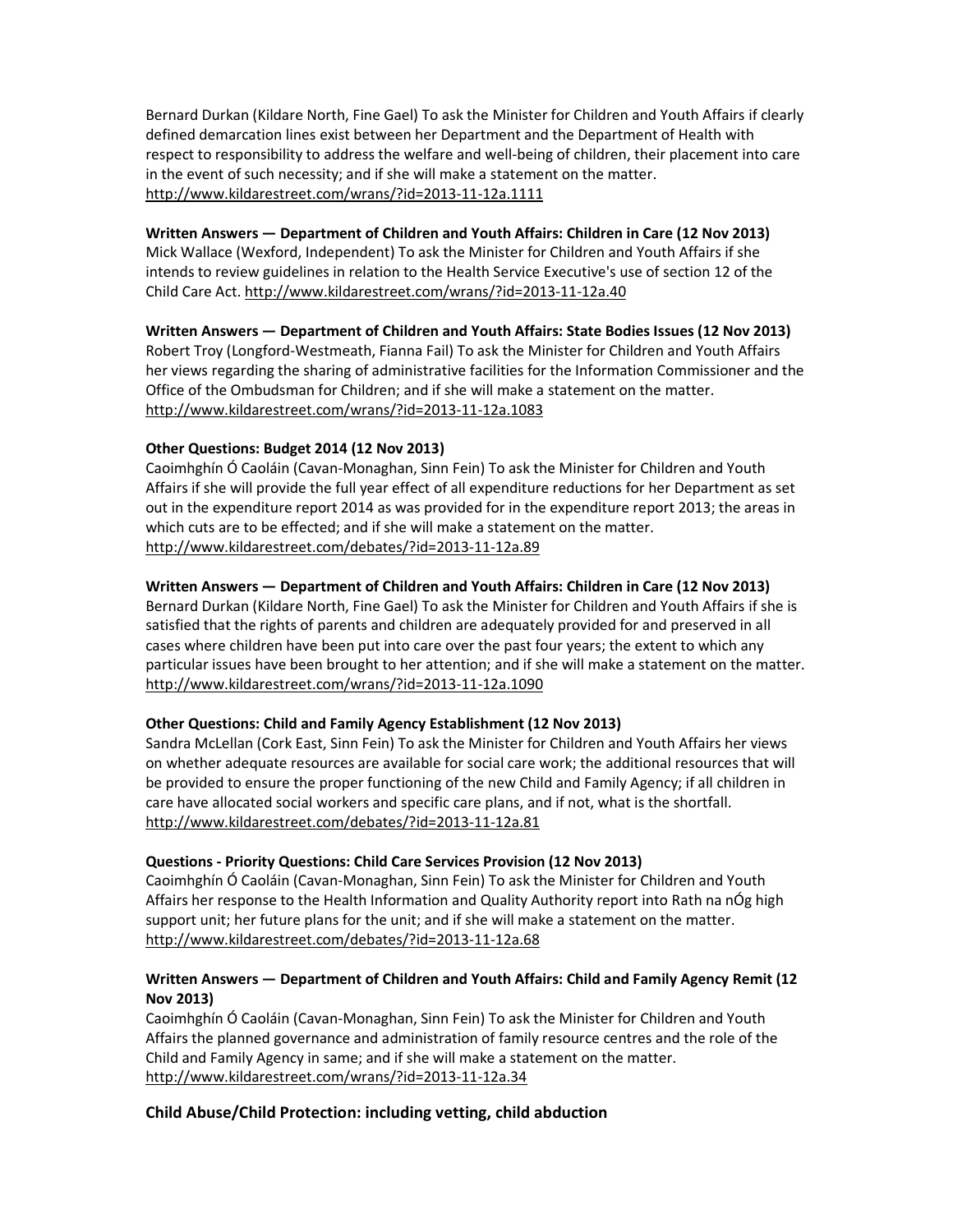Bernard Durkan (Kildare North, Fine Gael) To ask the Minister for Children and Youth Affairs if clearly defined demarcation lines exist between her Department and the Department of Health with respect to responsibility to address the welfare and well-being of children, their placement into care in the event of such necessity; and if she will make a statement on the matter.
http://www.kildarestreet.com/wrans/?id=2013-11-12a.1111

**Written Answers — Department of Children and Youth Affairs: Children in Care (12 Nov 2013)**
Mick Wallace (Wexford, Independent) To ask the Minister for Children and Youth Affairs if she intends to review guidelines in relation to the Health Service Executive's use of section 12 of the Child Care Act. http://www.kildarestreet.com/wrans/?id=2013-11-12a.40

**Written Answers — Department of Children and Youth Affairs: State Bodies Issues (12 Nov 2013)**
Robert Troy (Longford-Westmeath, Fianna Fail) To ask the Minister for Children and Youth Affairs her views regarding the sharing of administrative facilities for the Information Commissioner and the Office of the Ombudsman for Children; and if she will make a statement on the matter.
http://www.kildarestreet.com/wrans/?id=2013-11-12a.1083

**Other Questions: Budget 2014 (12 Nov 2013)**
Caoimhghín Ó Caoláin (Cavan-Monaghan, Sinn Fein) To ask the Minister for Children and Youth Affairs if she will provide the full year effect of all expenditure reductions for her Department as set out in the expenditure report 2014 as was provided for in the expenditure report 2013; the areas in which cuts are to be effected; and if she will make a statement on the matter.
http://www.kildarestreet.com/debates/?id=2013-11-12a.89

**Written Answers — Department of Children and Youth Affairs: Children in Care (12 Nov 2013)**
Bernard Durkan (Kildare North, Fine Gael) To ask the Minister for Children and Youth Affairs if she is satisfied that the rights of parents and children are adequately provided for and preserved in all cases where children have been put into care over the past four years; the extent to which any particular issues have been brought to her attention; and if she will make a statement on the matter.
http://www.kildarestreet.com/wrans/?id=2013-11-12a.1090

**Other Questions: Child and Family Agency Establishment (12 Nov 2013)**
Sandra McLellan (Cork East, Sinn Fein) To ask the Minister for Children and Youth Affairs her views on whether adequate resources are available for social care work; the additional resources that will be provided to ensure the proper functioning of the new Child and Family Agency; if all children in care have allocated social workers and specific care plans, and if not, what is the shortfall.
http://www.kildarestreet.com/debates/?id=2013-11-12a.81

**Questions - Priority Questions: Child Care Services Provision (12 Nov 2013)**
Caoimhghín Ó Caoláin (Cavan-Monaghan, Sinn Fein) To ask the Minister for Children and Youth Affairs her response to the Health Information and Quality Authority report into Rath na nÓg high support unit; her future plans for the unit; and if she will make a statement on the matter.
http://www.kildarestreet.com/debates/?id=2013-11-12a.68

**Written Answers — Department of Children and Youth Affairs: Child and Family Agency Remit (12 Nov 2013)**
Caoimhghín Ó Caoláin (Cavan-Monaghan, Sinn Fein) To ask the Minister for Children and Youth Affairs the planned governance and administration of family resource centres and the role of the Child and Family Agency in same; and if she will make a statement on the matter.
http://www.kildarestreet.com/wrans/?id=2013-11-12a.34

## Child Abuse/Child Protection: including vetting, child abduction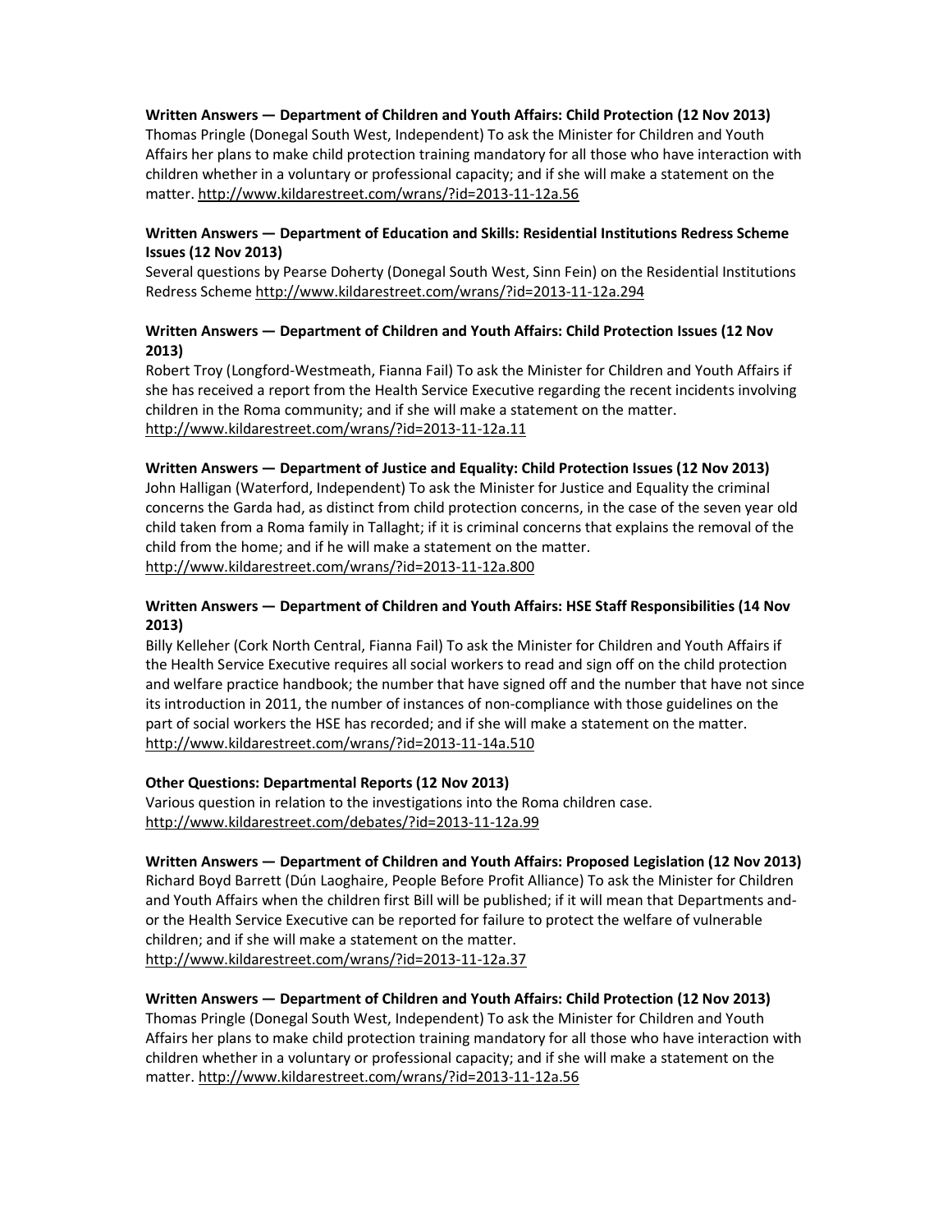**Written Answers — Department of Children and Youth Affairs: Child Protection (12 Nov 2013)**
Thomas Pringle (Donegal South West, Independent) To ask the Minister for Children and Youth Affairs her plans to make child protection training mandatory for all those who have interaction with children whether in a voluntary or professional capacity; and if she will make a statement on the matter. http://www.kildarestreet.com/wrans/?id=2013-11-12a.56

**Written Answers — Department of Education and Skills: Residential Institutions Redress Scheme Issues (12 Nov 2013)**
Several questions by Pearse Doherty (Donegal South West, Sinn Fein) on the Residential Institutions Redress Scheme http://www.kildarestreet.com/wrans/?id=2013-11-12a.294

**Written Answers — Department of Children and Youth Affairs: Child Protection Issues (12 Nov 2013)**
Robert Troy (Longford-Westmeath, Fianna Fail) To ask the Minister for Children and Youth Affairs if she has received a report from the Health Service Executive regarding the recent incidents involving children in the Roma community; and if she will make a statement on the matter.
http://www.kildarestreet.com/wrans/?id=2013-11-12a.11

**Written Answers — Department of Justice and Equality: Child Protection Issues (12 Nov 2013)**
John Halligan (Waterford, Independent) To ask the Minister for Justice and Equality the criminal concerns the Garda had, as distinct from child protection concerns, in the case of the seven year old child taken from a Roma family in Tallaght; if it is criminal concerns that explains the removal of the child from the home; and if he will make a statement on the matter.
http://www.kildarestreet.com/wrans/?id=2013-11-12a.800

**Written Answers — Department of Children and Youth Affairs: HSE Staff Responsibilities (14 Nov 2013)**
Billy Kelleher (Cork North Central, Fianna Fail) To ask the Minister for Children and Youth Affairs if the Health Service Executive requires all social workers to read and sign off on the child protection and welfare practice handbook; the number that have signed off and the number that have not since its introduction in 2011, the number of instances of non-compliance with those guidelines on the part of social workers the HSE has recorded; and if she will make a statement on the matter.
http://www.kildarestreet.com/wrans/?id=2013-11-14a.510

**Other Questions: Departmental Reports (12 Nov 2013)**
Various question in relation to the investigations into the Roma children case.
http://www.kildarestreet.com/debates/?id=2013-11-12a.99

**Written Answers — Department of Children and Youth Affairs: Proposed Legislation (12 Nov 2013)**
Richard Boyd Barrett (Dún Laoghaire, People Before Profit Alliance) To ask the Minister for Children and Youth Affairs when the children first Bill will be published; if it will mean that Departments and-or the Health Service Executive can be reported for failure to protect the welfare of vulnerable children; and if she will make a statement on the matter.
http://www.kildarestreet.com/wrans/?id=2013-11-12a.37

**Written Answers — Department of Children and Youth Affairs: Child Protection (12 Nov 2013)**
Thomas Pringle (Donegal South West, Independent) To ask the Minister for Children and Youth Affairs her plans to make child protection training mandatory for all those who have interaction with children whether in a voluntary or professional capacity; and if she will make a statement on the matter. http://www.kildarestreet.com/wrans/?id=2013-11-12a.56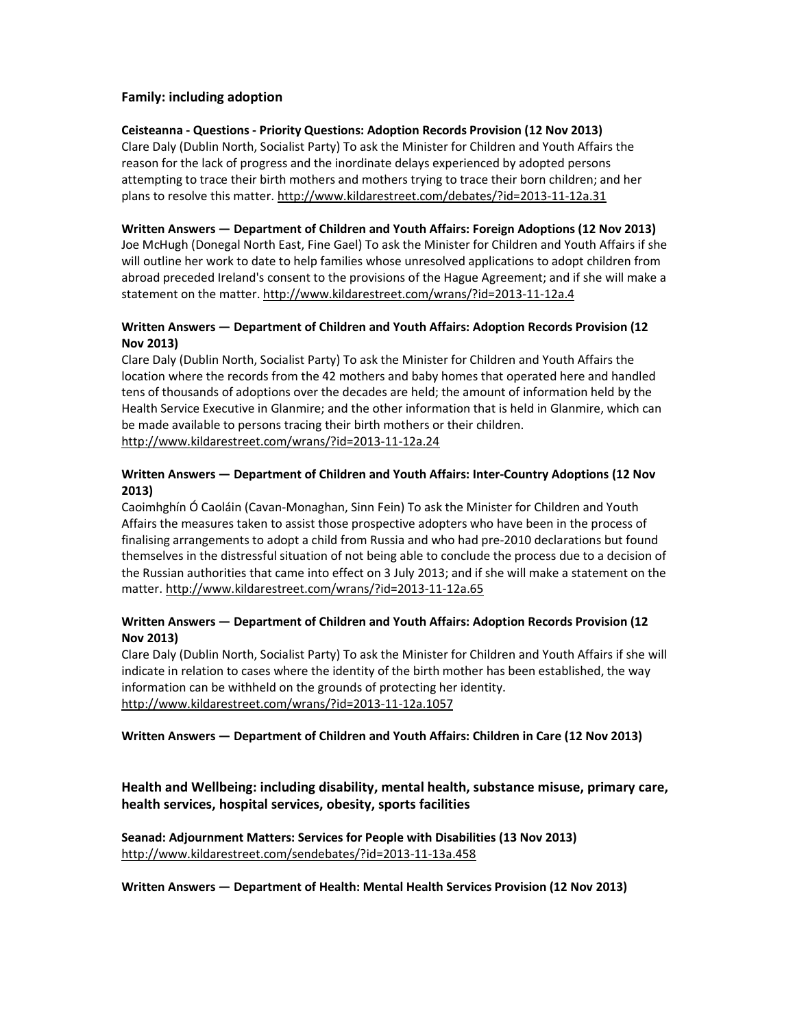## Family: including adoption

**Ceisteanna - Questions - Priority Questions: Adoption Records Provision (12 Nov 2013)**
Clare Daly (Dublin North, Socialist Party) To ask the Minister for Children and Youth Affairs the reason for the lack of progress and the inordinate delays experienced by adopted persons attempting to trace their birth mothers and mothers trying to trace their born children; and her plans to resolve this matter. http://www.kildarestreet.com/debates/?id=2013-11-12a.31

**Written Answers — Department of Children and Youth Affairs: Foreign Adoptions (12 Nov 2013)**
Joe McHugh (Donegal North East, Fine Gael) To ask the Minister for Children and Youth Affairs if she will outline her work to date to help families whose unresolved applications to adopt children from abroad preceded Ireland's consent to the provisions of the Hague Agreement; and if she will make a statement on the matter. http://www.kildarestreet.com/wrans/?id=2013-11-12a.4

**Written Answers — Department of Children and Youth Affairs: Adoption Records Provision (12 Nov 2013)**
Clare Daly (Dublin North, Socialist Party) To ask the Minister for Children and Youth Affairs the location where the records from the 42 mothers and baby homes that operated here and handled tens of thousands of adoptions over the decades are held; the amount of information held by the Health Service Executive in Glanmire; and the other information that is held in Glanmire, which can be made available to persons tracing their birth mothers or their children.
http://www.kildarestreet.com/wrans/?id=2013-11-12a.24

**Written Answers — Department of Children and Youth Affairs: Inter-Country Adoptions (12 Nov 2013)**
Caoimhghín Ó Caoláin (Cavan-Monaghan, Sinn Fein) To ask the Minister for Children and Youth Affairs the measures taken to assist those prospective adopters who have been in the process of finalising arrangements to adopt a child from Russia and who had pre-2010 declarations but found themselves in the distressful situation of not being able to conclude the process due to a decision of the Russian authorities that came into effect on 3 July 2013; and if she will make a statement on the matter. http://www.kildarestreet.com/wrans/?id=2013-11-12a.65

**Written Answers — Department of Children and Youth Affairs: Adoption Records Provision (12 Nov 2013)**
Clare Daly (Dublin North, Socialist Party) To ask the Minister for Children and Youth Affairs if she will indicate in relation to cases where the identity of the birth mother has been established, the way information can be withheld on the grounds of protecting her identity.
http://www.kildarestreet.com/wrans/?id=2013-11-12a.1057

**Written Answers — Department of Children and Youth Affairs: Children in Care (12 Nov 2013)**

## Health and Wellbeing: including disability, mental health, substance misuse, primary care, health services, hospital services, obesity, sports facilities

**Seanad: Adjournment Matters: Services for People with Disabilities (13 Nov 2013)**
http://www.kildarestreet.com/sendebates/?id=2013-11-13a.458

**Written Answers — Department of Health: Mental Health Services Provision (12 Nov 2013)**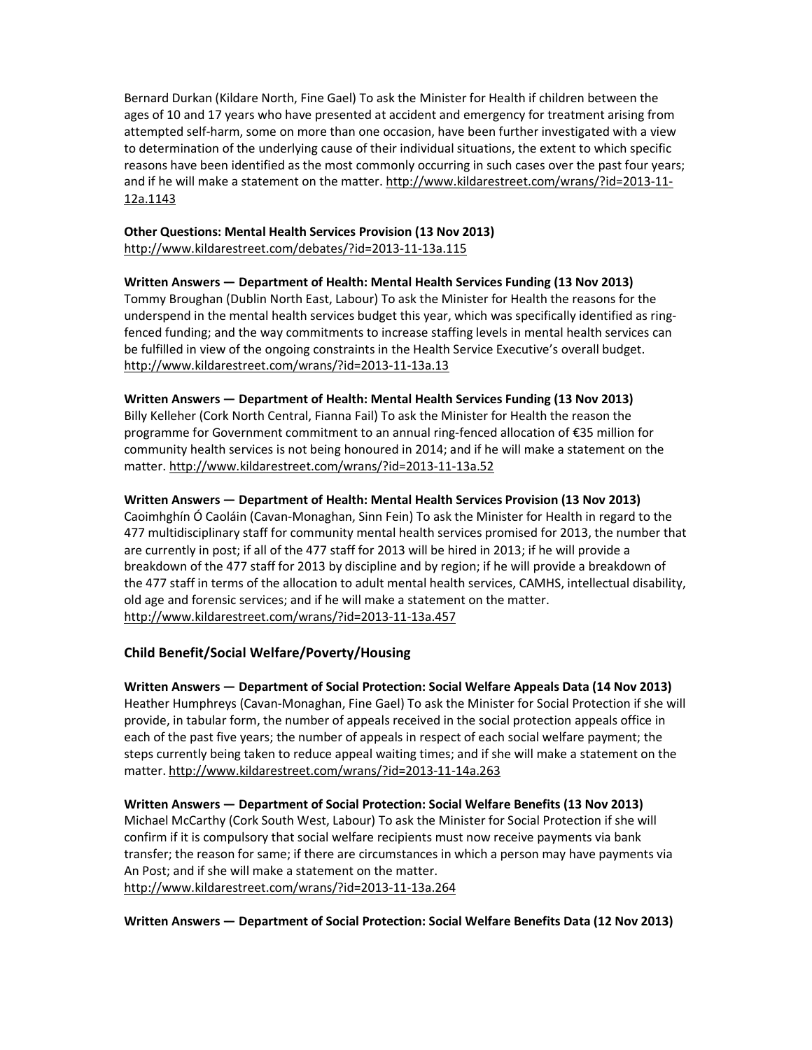Bernard Durkan (Kildare North, Fine Gael) To ask the Minister for Health if children between the ages of 10 and 17 years who have presented at accident and emergency for treatment arising from attempted self-harm, some on more than one occasion, have been further investigated with a view to determination of the underlying cause of their individual situations, the extent to which specific reasons have been identified as the most commonly occurring in such cases over the past four years; and if he will make a statement on the matter. http://www.kildarestreet.com/wrans/?id=2013-11-12a.1143

**Other Questions: Mental Health Services Provision (13 Nov 2013)**
http://www.kildarestreet.com/debates/?id=2013-11-13a.115

**Written Answers — Department of Health: Mental Health Services Funding (13 Nov 2013)**
Tommy Broughan (Dublin North East, Labour) To ask the Minister for Health the reasons for the underspend in the mental health services budget this year, which was specifically identified as ring-fenced funding; and the way commitments to increase staffing levels in mental health services can be fulfilled in view of the ongoing constraints in the Health Service Executive's overall budget. http://www.kildarestreet.com/wrans/?id=2013-11-13a.13

**Written Answers — Department of Health: Mental Health Services Funding (13 Nov 2013)**
Billy Kelleher (Cork North Central, Fianna Fail) To ask the Minister for Health the reason the programme for Government commitment to an annual ring-fenced allocation of €35 million for community health services is not being honoured in 2014; and if he will make a statement on the matter. http://www.kildarestreet.com/wrans/?id=2013-11-13a.52

**Written Answers — Department of Health: Mental Health Services Provision (13 Nov 2013)**
Caoimhghín Ó Caoláin (Cavan-Monaghan, Sinn Fein) To ask the Minister for Health in regard to the 477 multidisciplinary staff for community mental health services promised for 2013, the number that are currently in post; if all of the 477 staff for 2013 will be hired in 2013; if he will provide a breakdown of the 477 staff for 2013 by discipline and by region; if he will provide a breakdown of the 477 staff in terms of the allocation to adult mental health services, CAMHS, intellectual disability, old age and forensic services; and if he will make a statement on the matter. http://www.kildarestreet.com/wrans/?id=2013-11-13a.457

## Child Benefit/Social Welfare/Poverty/Housing

**Written Answers — Department of Social Protection: Social Welfare Appeals Data (14 Nov 2013)**
Heather Humphreys (Cavan-Monaghan, Fine Gael) To ask the Minister for Social Protection if she will provide, in tabular form, the number of appeals received in the social protection appeals office in each of the past five years; the number of appeals in respect of each social welfare payment; the steps currently being taken to reduce appeal waiting times; and if she will make a statement on the matter. http://www.kildarestreet.com/wrans/?id=2013-11-14a.263

**Written Answers — Department of Social Protection: Social Welfare Benefits (13 Nov 2013)**
Michael McCarthy (Cork South West, Labour) To ask the Minister for Social Protection if she will confirm if it is compulsory that social welfare recipients must now receive payments via bank transfer; the reason for same; if there are circumstances in which a person may have payments via An Post; and if she will make a statement on the matter. http://www.kildarestreet.com/wrans/?id=2013-11-13a.264

**Written Answers — Department of Social Protection: Social Welfare Benefits Data (12 Nov 2013)**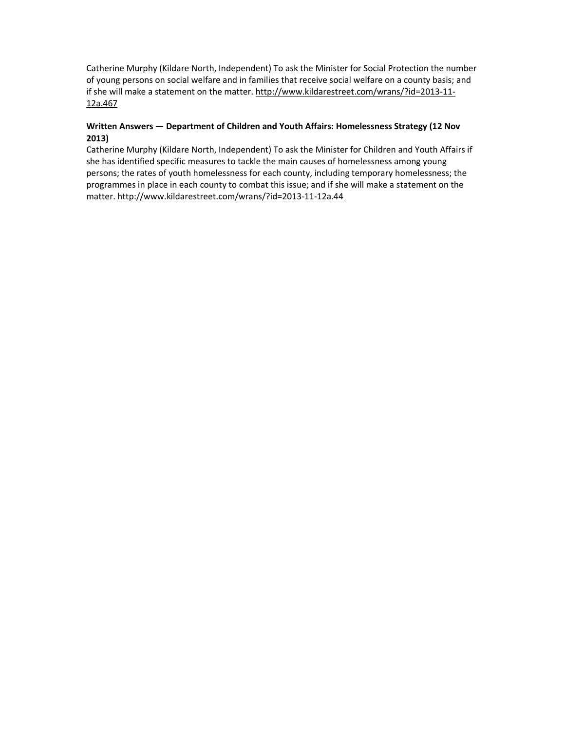Catherine Murphy (Kildare North, Independent) To ask the Minister for Social Protection the number of young persons on social welfare and in families that receive social welfare on a county basis; and if she will make a statement on the matter. http://www.kildarestreet.com/wrans/?id=2013-11-12a.467

**Written Answers — Department of Children and Youth Affairs: Homelessness Strategy (12 Nov 2013)**

Catherine Murphy (Kildare North, Independent) To ask the Minister for Children and Youth Affairs if she has identified specific measures to tackle the main causes of homelessness among young persons; the rates of youth homelessness for each county, including temporary homelessness; the programmes in place in each county to combat this issue; and if she will make a statement on the matter. http://www.kildarestreet.com/wrans/?id=2013-11-12a.44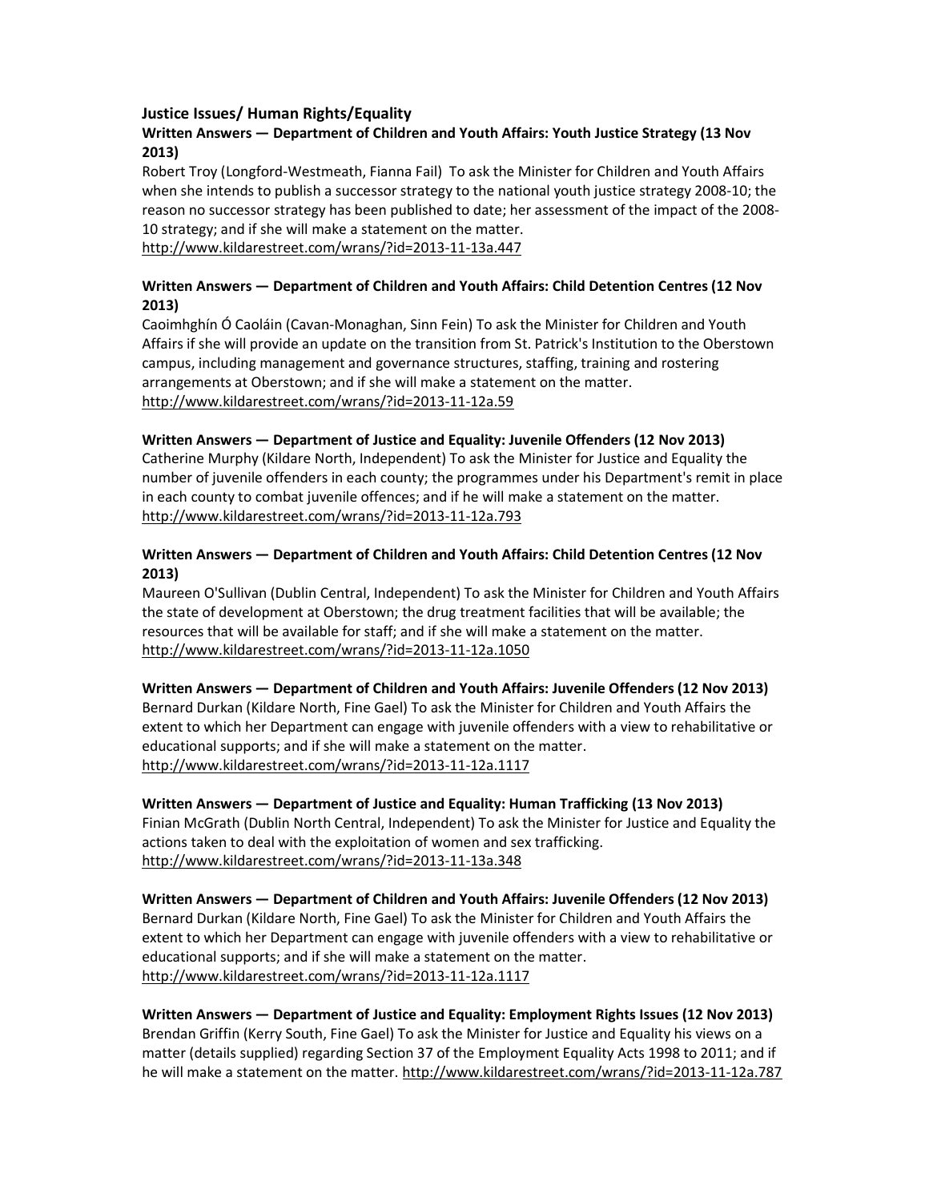### Justice Issues/ Human Rights/Equality

**Written Answers — Department of Children and Youth Affairs: Youth Justice Strategy (13 Nov 2013)**

Robert Troy (Longford-Westmeath, Fianna Fail) To ask the Minister for Children and Youth Affairs when she intends to publish a successor strategy to the national youth justice strategy 2008-10; the reason no successor strategy has been published to date; her assessment of the impact of the 2008-10 strategy; and if she will make a statement on the matter.
http://www.kildarestreet.com/wrans/?id=2013-11-13a.447

**Written Answers — Department of Children and Youth Affairs: Child Detention Centres (12 Nov 2013)**

Caoimhghín Ó Caoláin (Cavan-Monaghan, Sinn Fein) To ask the Minister for Children and Youth Affairs if she will provide an update on the transition from St. Patrick's Institution to the Oberstown campus, including management and governance structures, staffing, training and rostering arrangements at Oberstown; and if she will make a statement on the matter.
http://www.kildarestreet.com/wrans/?id=2013-11-12a.59

**Written Answers — Department of Justice and Equality: Juvenile Offenders (12 Nov 2013)**

Catherine Murphy (Kildare North, Independent) To ask the Minister for Justice and Equality the number of juvenile offenders in each county; the programmes under his Department's remit in place in each county to combat juvenile offences; and if he will make a statement on the matter.
http://www.kildarestreet.com/wrans/?id=2013-11-12a.793

**Written Answers — Department of Children and Youth Affairs: Child Detention Centres (12 Nov 2013)**

Maureen O'Sullivan (Dublin Central, Independent) To ask the Minister for Children and Youth Affairs the state of development at Oberstown; the drug treatment facilities that will be available; the resources that will be available for staff; and if she will make a statement on the matter.
http://www.kildarestreet.com/wrans/?id=2013-11-12a.1050

**Written Answers — Department of Children and Youth Affairs: Juvenile Offenders (12 Nov 2013)**

Bernard Durkan (Kildare North, Fine Gael) To ask the Minister for Children and Youth Affairs the extent to which her Department can engage with juvenile offenders with a view to rehabilitative or educational supports; and if she will make a statement on the matter.
http://www.kildarestreet.com/wrans/?id=2013-11-12a.1117

**Written Answers — Department of Justice and Equality: Human Trafficking (13 Nov 2013)**

Finian McGrath (Dublin North Central, Independent) To ask the Minister for Justice and Equality the actions taken to deal with the exploitation of women and sex trafficking.
http://www.kildarestreet.com/wrans/?id=2013-11-13a.348

**Written Answers — Department of Children and Youth Affairs: Juvenile Offenders (12 Nov 2013)**

Bernard Durkan (Kildare North, Fine Gael) To ask the Minister for Children and Youth Affairs the extent to which her Department can engage with juvenile offenders with a view to rehabilitative or educational supports; and if she will make a statement on the matter.
http://www.kildarestreet.com/wrans/?id=2013-11-12a.1117

**Written Answers — Department of Justice and Equality: Employment Rights Issues (12 Nov 2013)**

Brendan Griffin (Kerry South, Fine Gael) To ask the Minister for Justice and Equality his views on a matter (details supplied) regarding Section 37 of the Employment Equality Acts 1998 to 2011; and if he will make a statement on the matter. http://www.kildarestreet.com/wrans/?id=2013-11-12a.787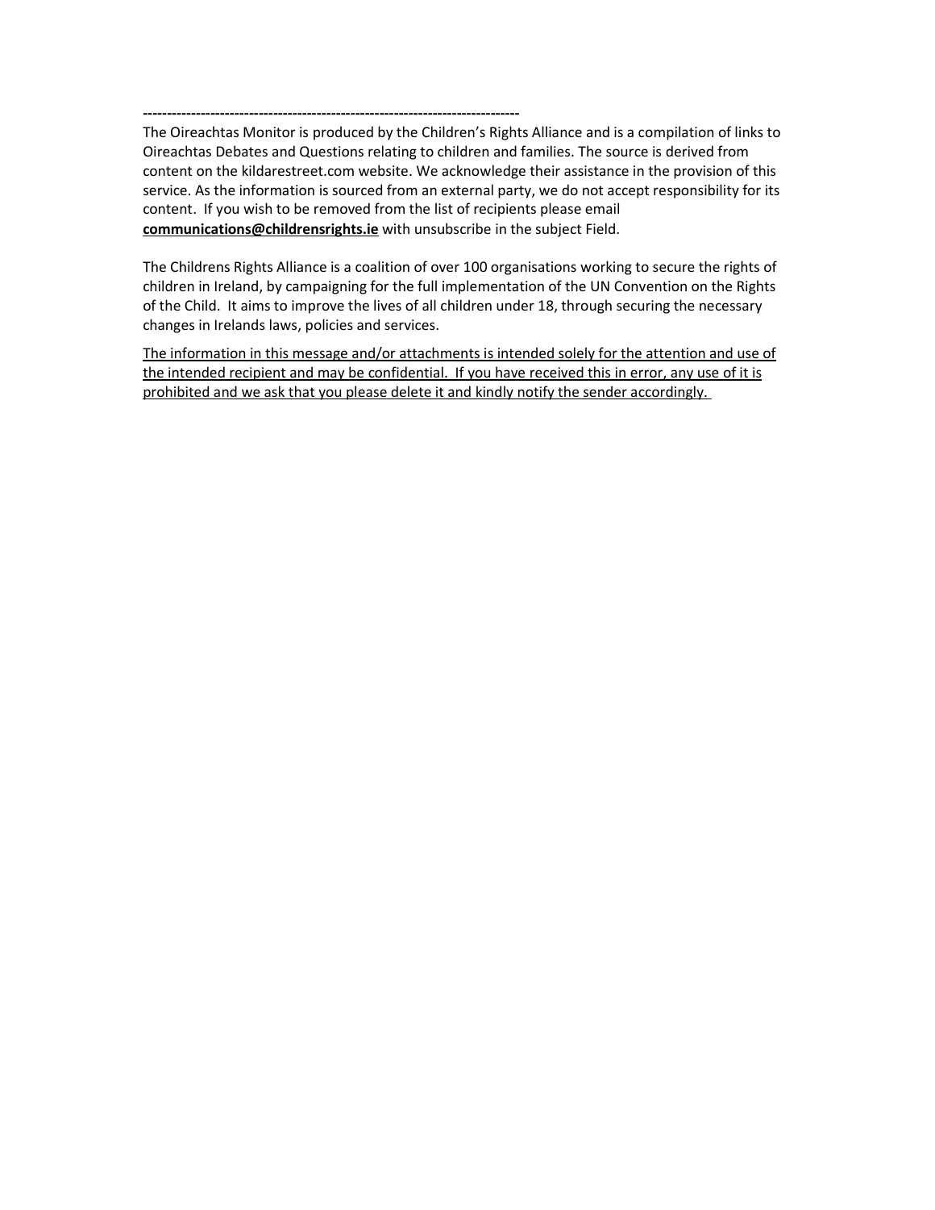--------------------------------------------------------------------------------

The Oireachtas Monitor is produced by the Children's Rights Alliance and is a compilation of links to Oireachtas Debates and Questions relating to children and families. The source is derived from content on the kildarestreet.com website. We acknowledge their assistance in the provision of this service. As the information is sourced from an external party, we do not accept responsibility for its content. If you wish to be removed from the list of recipients please email **communications@childrensrights.ie** with unsubscribe in the subject Field.

The Childrens Rights Alliance is a coalition of over 100 organisations working to secure the rights of children in Ireland, by campaigning for the full implementation of the UN Convention on the Rights of the Child. It aims to improve the lives of all children under 18, through securing the necessary changes in Irelands laws, policies and services.

The information in this message and/or attachments is intended solely for the attention and use of the intended recipient and may be confidential. If you have received this in error, any use of it is prohibited and we ask that you please delete it and kindly notify the sender accordingly.